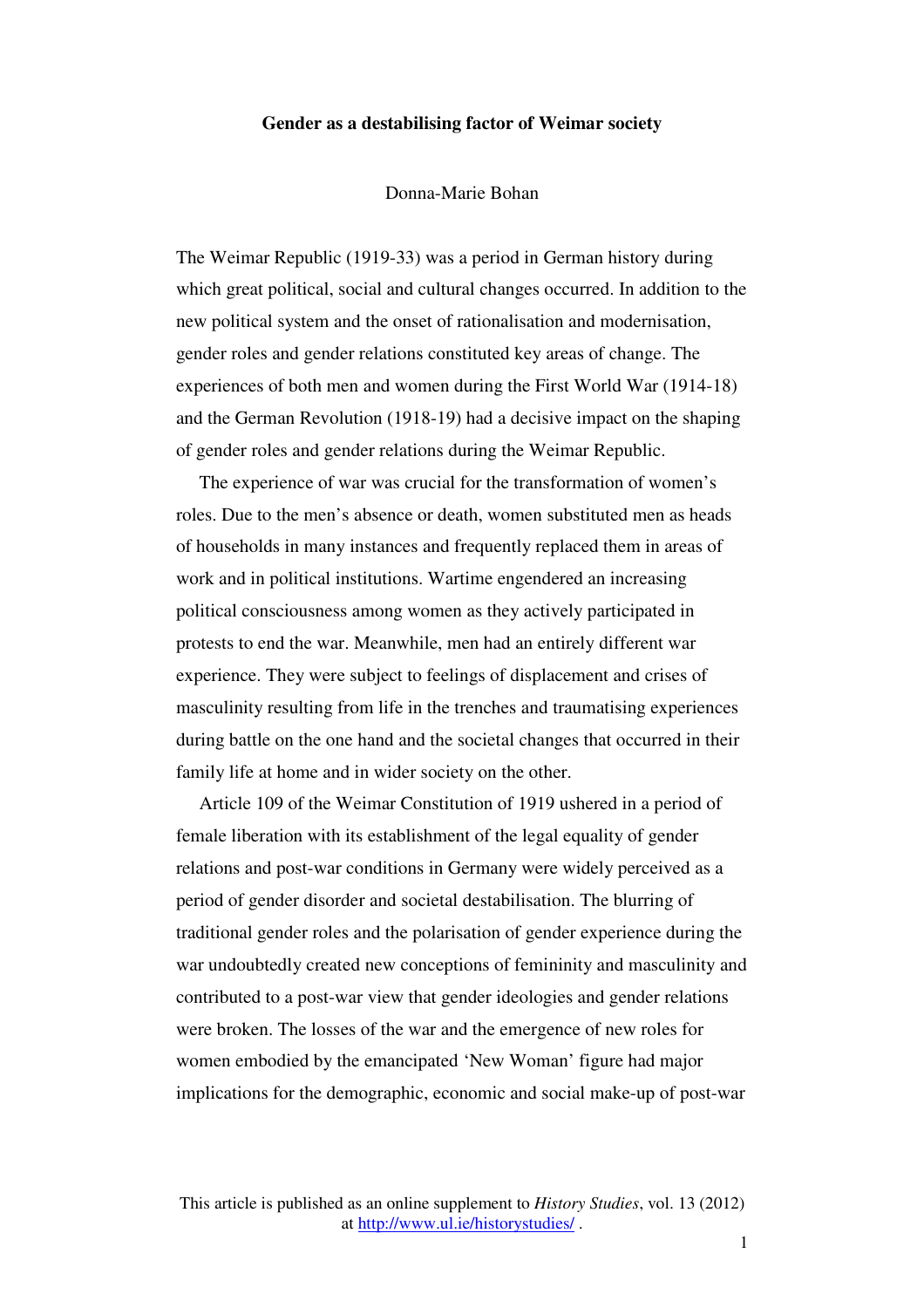**Gender as a destabilising factor of Weimar society**

Donna-Marie Bohan

The Weimar Republic (1919-33) was a period in German history during which great political, social and cultural changes occurred. In addition to the new political system and the onset of rationalisation and modernisation, gender roles and gender relations constituted key areas of change. The experiences of both men and women during the First World War (1914-18) and the German Revolution (1918-19) had a decisive impact on the shaping of gender roles and gender relations during the Weimar Republic.

The experience of war was crucial for the transformation of women's roles. Due to the men's absence or death, women substituted men as heads of households in many instances and frequently replaced them in areas of work and in political institutions. Wartime engendered an increasing political consciousness among women as they actively participated in protests to end the war. Meanwhile, men had an entirely different war experience. They were subject to feelings of displacement and crises of masculinity resulting from life in the trenches and traumatising experiences during battle on the one hand and the societal changes that occurred in their family life at home and in wider society on the other.

Article 109 of the Weimar Constitution of 1919 ushered in a period of female liberation with its establishment of the legal equality of gender relations and post-war conditions in Germany were widely perceived as a period of gender disorder and societal destabilisation. The blurring of traditional gender roles and the polarisation of gender experience during the war undoubtedly created new conceptions of femininity and masculinity and contributed to a post-war view that gender ideologies and gender relations were broken. The losses of the war and the emergence of new roles for women embodied by the emancipated 'New Woman' figure had major implications for the demographic, economic and social make-up of post-war

This article is published as an online supplement to *History Studies*, vol. 13 (2012) at http://www.ul.ie/historystudies/ .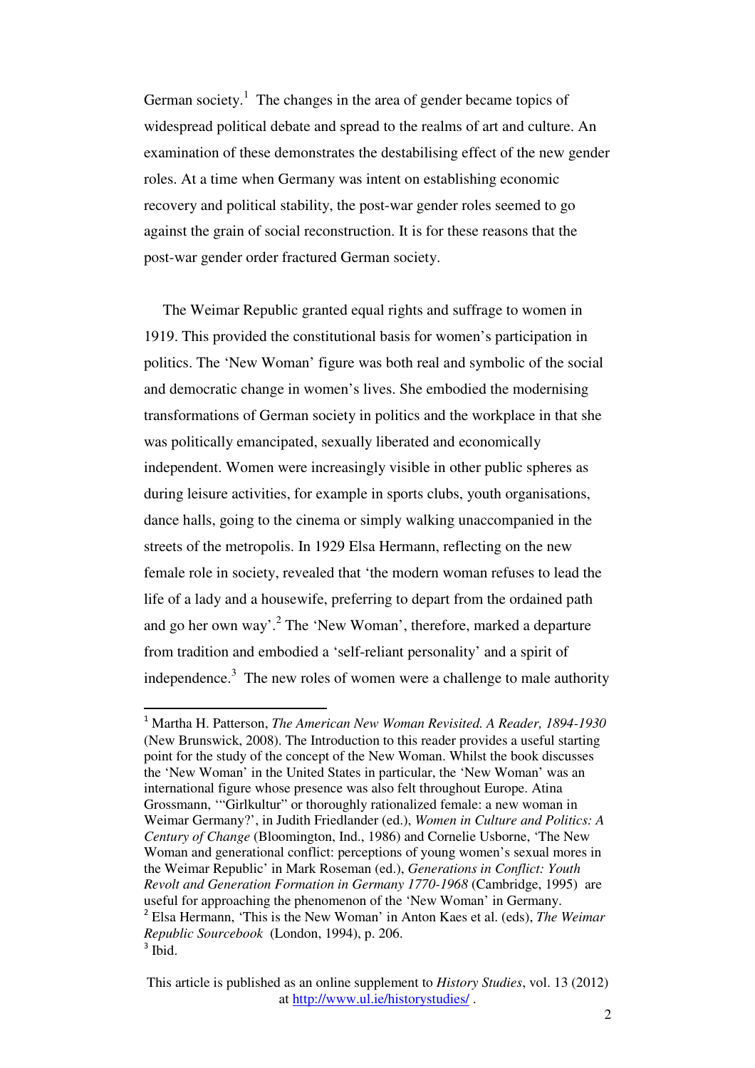German society.[1] The changes in the area of gender became topics of widespread political debate and spread to the realms of art and culture. An examination of these demonstrates the destabilising effect of the new gender roles. At a time when Germany was intent on establishing economic recovery and political stability, the post-war gender roles seemed to go against the grain of social reconstruction. It is for these reasons that the post-war gender order fractured German society.

The Weimar Republic granted equal rights and suffrage to women in 1919. This provided the constitutional basis for women's participation in politics. The 'New Woman' figure was both real and symbolic of the social and democratic change in women's lives. She embodied the modernising transformations of German society in politics and the workplace in that she was politically emancipated, sexually liberated and economically independent. Women were increasingly visible in other public spheres as during leisure activities, for example in sports clubs, youth organisations, dance halls, going to the cinema or simply walking unaccompanied in the streets of the metropolis. In 1929 Elsa Hermann, reflecting on the new female role in society, revealed that 'the modern woman refuses to lead the life of a lady and a housewife, preferring to depart from the ordained path and go her own way'.[2] The 'New Woman', therefore, marked a departure from tradition and embodied a 'self-reliant personality' and a spirit of independence.[3] The new roles of women were a challenge to male authority

---

[1] Martha H. Patterson, *The American New Woman Revisited. A Reader, 1894-1930* (New Brunswick, 2008). The Introduction to this reader provides a useful starting point for the study of the concept of the New Woman. Whilst the book discusses the 'New Woman' in the United States in particular, the 'New Woman' was an international figure whose presence was also felt throughout Europe. Atina Grossmann, '"Girlkultur" or thoroughly rationalized female: a new woman in Weimar Germany?', in Judith Friedlander (ed.), *Women in Culture and Politics: A Century of Change* (Bloomington, Ind., 1986) and Cornelie Usborne, 'The New Woman and generational conflict: perceptions of young women's sexual mores in the Weimar Republic' in Mark Roseman (ed.), *Generations in Conflict: Youth Revolt and Generation Formation in Germany 1770-1968* (Cambridge, 1995) are useful for approaching the phenomenon of the 'New Woman' in Germany.

[2] Elsa Hermann, 'This is the New Woman' in Anton Kaes et al. (eds), *The Weimar Republic Sourcebook* (London, 1994), p. 206.

[3] Ibid.

This article is published as an online supplement to *History Studies*, vol. 13 (2012) at http://www.ul.ie/historystudies/ .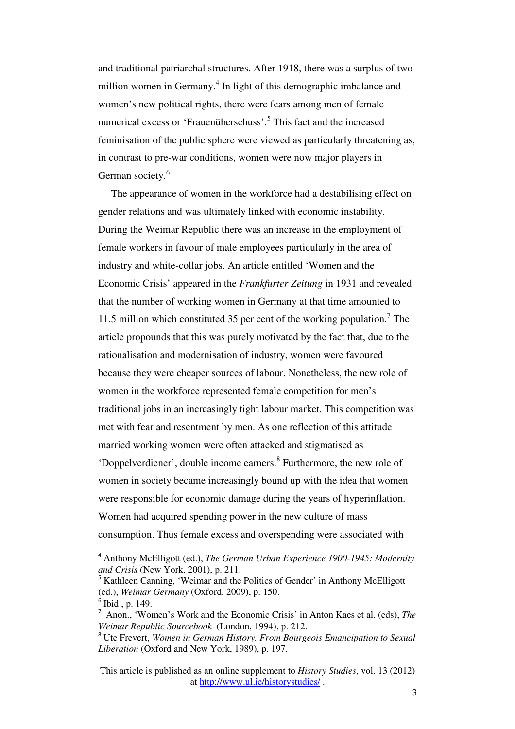and traditional patriarchal structures. After 1918, there was a surplus of two million women in Germany.[4] In light of this demographic imbalance and women's new political rights, there were fears among men of female numerical excess or 'Frauenüberschuss'.[5] This fact and the increased feminisation of the public sphere were viewed as particularly threatening as, in contrast to pre-war conditions, women were now major players in German society.[6]

The appearance of women in the workforce had a destabilising effect on gender relations and was ultimately linked with economic instability. During the Weimar Republic there was an increase in the employment of female workers in favour of male employees particularly in the area of industry and white-collar jobs. An article entitled 'Women and the Economic Crisis' appeared in the *Frankfurter Zeitung* in 1931 and revealed that the number of working women in Germany at that time amounted to 11.5 million which constituted 35 per cent of the working population.[7] The article propounds that this was purely motivated by the fact that, due to the rationalisation and modernisation of industry, women were favoured because they were cheaper sources of labour. Nonetheless, the new role of women in the workforce represented female competition for men's traditional jobs in an increasingly tight labour market. This competition was met with fear and resentment by men. As one reflection of this attitude married working women were often attacked and stigmatised as 'Doppelverdiener', double income earners.[8] Furthermore, the new role of women in society became increasingly bound up with the idea that women were responsible for economic damage during the years of hyperinflation. Women had acquired spending power in the new culture of mass consumption. Thus female excess and overspending were associated with

---

[4] Anthony McElligott (ed.), *The German Urban Experience 1900-1945: Modernity and Crisis* (New York, 2001), p. 211.

[5] Kathleen Canning, 'Weimar and the Politics of Gender' in Anthony McElligott (ed.), *Weimar Germany* (Oxford, 2009), p. 150.

[6] Ibid., p. 149.

[7] Anon., 'Women's Work and the Economic Crisis' in Anton Kaes et al. (eds), *The Weimar Republic Sourcebook* (London, 1994), p. 212.

[8] Ute Frevert, *Women in German History. From Bourgeois Emancipation to Sexual Liberation* (Oxford and New York, 1989), p. 197.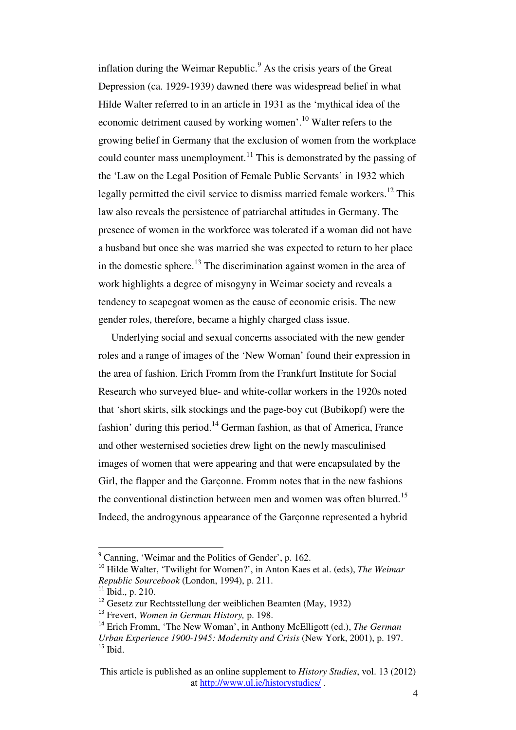inflation during the Weimar Republic.[9] As the crisis years of the Great Depression (ca. 1929-1939) dawned there was widespread belief in what Hilde Walter referred to in an article in 1931 as the 'mythical idea of the economic detriment caused by working women'.[10] Walter refers to the growing belief in Germany that the exclusion of women from the workplace could counter mass unemployment.[11] This is demonstrated by the passing of the 'Law on the Legal Position of Female Public Servants' in 1932 which legally permitted the civil service to dismiss married female workers.[12] This law also reveals the persistence of patriarchal attitudes in Germany. The presence of women in the workforce was tolerated if a woman did not have a husband but once she was married she was expected to return to her place in the domestic sphere.[13] The discrimination against women in the area of work highlights a degree of misogyny in Weimar society and reveals a tendency to scapegoat women as the cause of economic crisis. The new gender roles, therefore, became a highly charged class issue.

Underlying social and sexual concerns associated with the new gender roles and a range of images of the 'New Woman' found their expression in the area of fashion. Erich Fromm from the Frankfurt Institute for Social Research who surveyed blue- and white-collar workers in the 1920s noted that 'short skirts, silk stockings and the page-boy cut (Bubikopf) were the fashion' during this period.[14] German fashion, as that of America, France and other westernised societies drew light on the newly masculinised images of women that were appearing and that were encapsulated by the Girl, the flapper and the Garçonne. Fromm notes that in the new fashions the conventional distinction between men and women was often blurred.[15] Indeed, the androgynous appearance of the Garçonne represented a hybrid

---

[9] Canning, 'Weimar and the Politics of Gender', p. 162.

[10] Hilde Walter, 'Twilight for Women?', in Anton Kaes et al. (eds), *The Weimar Republic Sourcebook* (London, 1994), p. 211.

[11] Ibid., p. 210.

[12] Gesetz zur Rechtsstellung der weiblichen Beamten (May, 1932)

[13] Frevert, *Women in German History,* p. 198.

[14] Erich Fromm, 'The New Woman', in Anthony McElligott (ed.), *The German Urban Experience 1900-1945: Modernity and Crisis* (New York, 2001), p. 197.

[15] Ibid.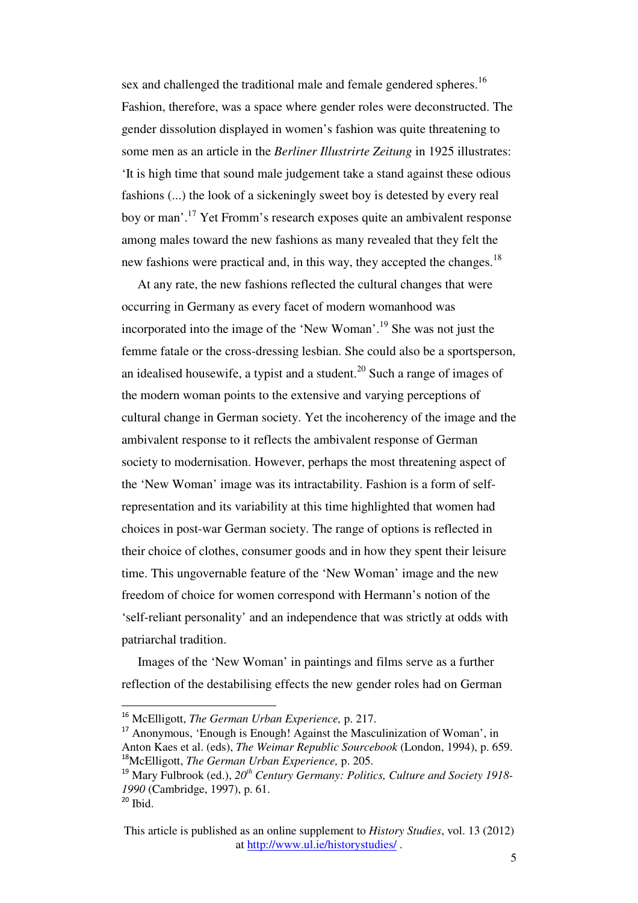sex and challenged the traditional male and female gendered spheres.[16] Fashion, therefore, was a space where gender roles were deconstructed. The gender dissolution displayed in women's fashion was quite threatening to some men as an article in the *Berliner Illustrirte Zeitung* in 1925 illustrates: 'It is high time that sound male judgement take a stand against these odious fashions (...) the look of a sickeningly sweet boy is detested by every real boy or man'.[17] Yet Fromm's research exposes quite an ambivalent response among males toward the new fashions as many revealed that they felt the new fashions were practical and, in this way, they accepted the changes.[18]

At any rate, the new fashions reflected the cultural changes that were occurring in Germany as every facet of modern womanhood was incorporated into the image of the 'New Woman'.[19] She was not just the femme fatale or the cross-dressing lesbian. She could also be a sportsperson, an idealised housewife, a typist and a student.[20] Such a range of images of the modern woman points to the extensive and varying perceptions of cultural change in German society. Yet the incoherency of the image and the ambivalent response to it reflects the ambivalent response of German society to modernisation. However, perhaps the most threatening aspect of the 'New Woman' image was its intractability. Fashion is a form of self-representation and its variability at this time highlighted that women had choices in post-war German society. The range of options is reflected in their choice of clothes, consumer goods and in how they spent their leisure time. This ungovernable feature of the 'New Woman' image and the new freedom of choice for women correspond with Hermann's notion of the 'self-reliant personality' and an independence that was strictly at odds with patriarchal tradition.

Images of the 'New Woman' in paintings and films serve as a further reflection of the destabilising effects the new gender roles had on German

---

[16] McElligott, *The German Urban Experience,* p. 217.

[17] Anonymous, 'Enough is Enough! Against the Masculinization of Woman', in Anton Kaes et al. (eds), *The Weimar Republic Sourcebook* (London, 1994), p. 659.

[18] McElligott, *The German Urban Experience,* p. 205.

[19] Mary Fulbrook (ed.), *20th Century Germany: Politics, Culture and Society 1918-1990* (Cambridge, 1997), p. 61.

[20] Ibid.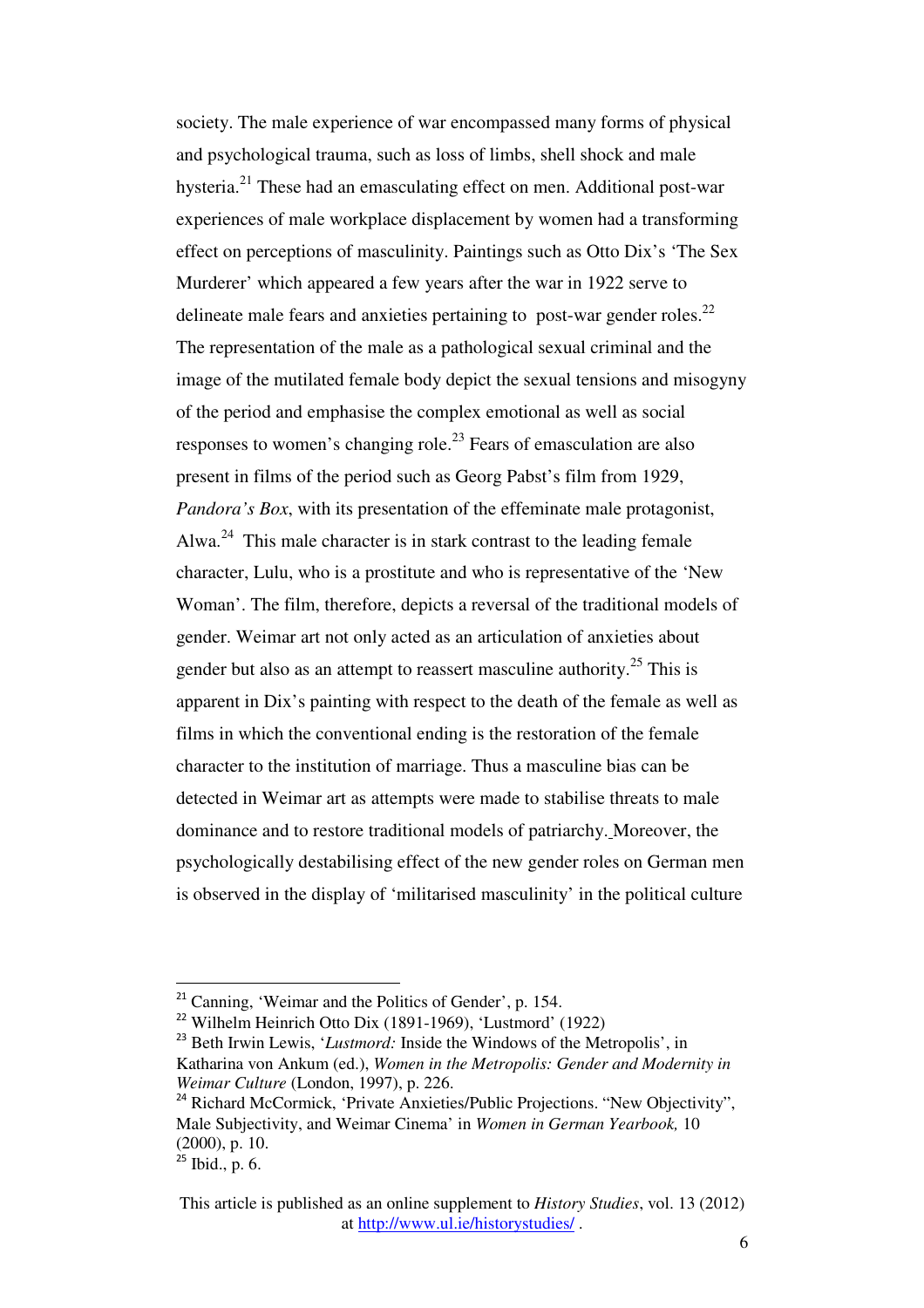society. The male experience of war encompassed many forms of physical and psychological trauma, such as loss of limbs, shell shock and male hysteria.[21] These had an emasculating effect on men. Additional post-war experiences of male workplace displacement by women had a transforming effect on perceptions of masculinity. Paintings such as Otto Dix's 'The Sex Murderer' which appeared a few years after the war in 1922 serve to delineate male fears and anxieties pertaining to post-war gender roles.[22] The representation of the male as a pathological sexual criminal and the image of the mutilated female body depict the sexual tensions and misogyny of the period and emphasise the complex emotional as well as social responses to women's changing role.[23] Fears of emasculation are also present in films of the period such as Georg Pabst's film from 1929, *Pandora's Box*, with its presentation of the effeminate male protagonist, Alwa.[24] This male character is in stark contrast to the leading female character, Lulu, who is a prostitute and who is representative of the 'New Woman'. The film, therefore, depicts a reversal of the traditional models of gender. Weimar art not only acted as an articulation of anxieties about gender but also as an attempt to reassert masculine authority.[25] This is apparent in Dix's painting with respect to the death of the female as well as films in which the conventional ending is the restoration of the female character to the institution of marriage. Thus a masculine bias can be detected in Weimar art as attempts were made to stabilise threats to male dominance and to restore traditional models of patriarchy. Moreover, the psychologically destabilising effect of the new gender roles on German men is observed in the display of 'militarised masculinity' in the political culture

---

[21] Canning, 'Weimar and the Politics of Gender', p. 154.

[22] Wilhelm Heinrich Otto Dix (1891-1969), 'Lustmord' (1922)

[23] Beth Irwin Lewis, '*Lustmord:* Inside the Windows of the Metropolis', in Katharina von Ankum (ed.), *Women in the Metropolis: Gender and Modernity in Weimar Culture* (London, 1997), p. 226.

[24] Richard McCormick, 'Private Anxieties/Public Projections. "New Objectivity", Male Subjectivity, and Weimar Cinema' in *Women in German Yearbook,* 10 (2000), p. 10.

[25] Ibid., p. 6.

This article is published as an online supplement to *History Studies*, vol. 13 (2012) at http://www.ul.ie/historystudies/ .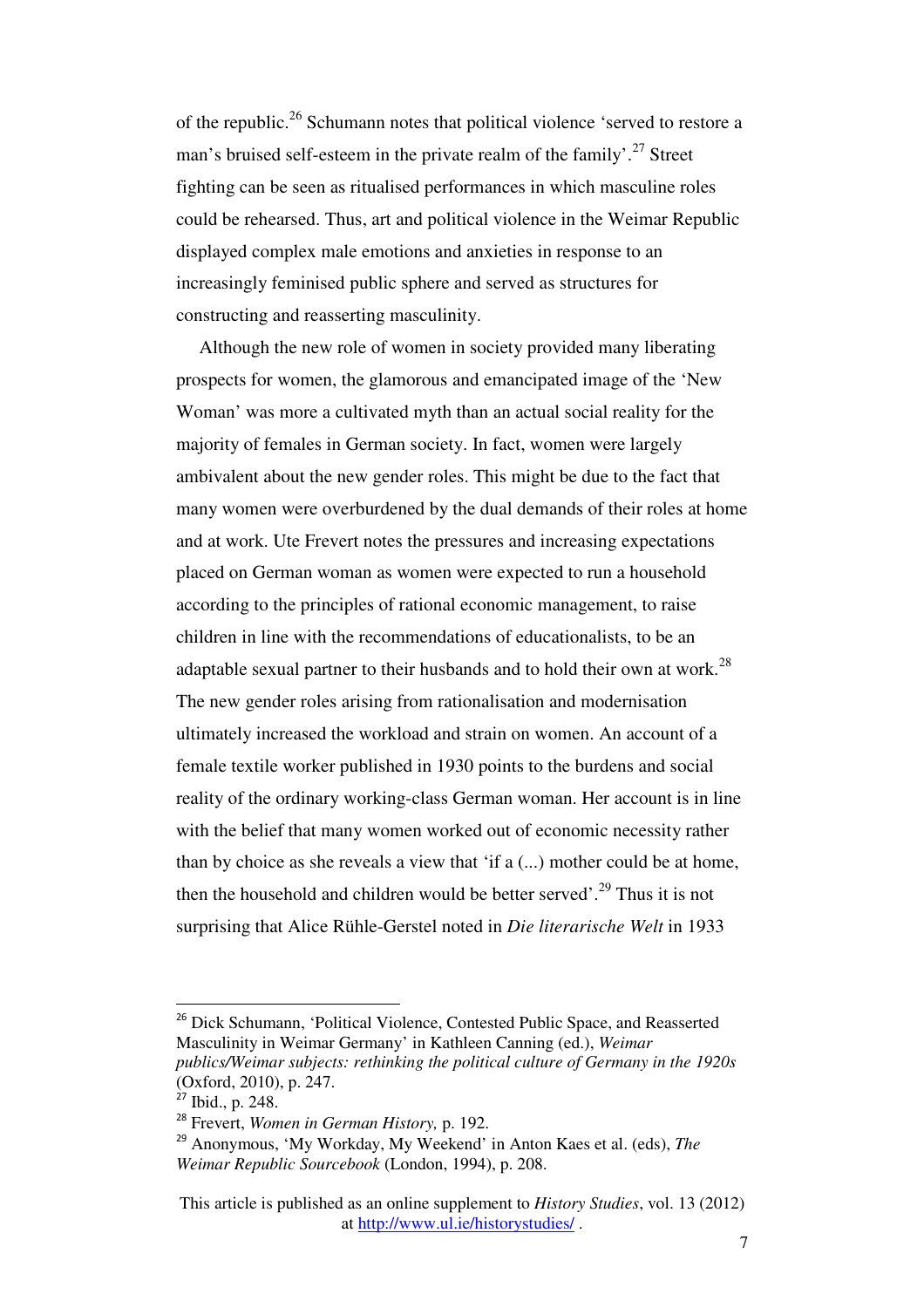of the republic.[26] Schumann notes that political violence 'served to restore a man's bruised self-esteem in the private realm of the family'.[27] Street fighting can be seen as ritualised performances in which masculine roles could be rehearsed. Thus, art and political violence in the Weimar Republic displayed complex male emotions and anxieties in response to an increasingly feminised public sphere and served as structures for constructing and reasserting masculinity.

Although the new role of women in society provided many liberating prospects for women, the glamorous and emancipated image of the 'New Woman' was more a cultivated myth than an actual social reality for the majority of females in German society. In fact, women were largely ambivalent about the new gender roles. This might be due to the fact that many women were overburdened by the dual demands of their roles at home and at work. Ute Frevert notes the pressures and increasing expectations placed on German woman as women were expected to run a household according to the principles of rational economic management, to raise children in line with the recommendations of educationalists, to be an adaptable sexual partner to their husbands and to hold their own at work.[28] The new gender roles arising from rationalisation and modernisation ultimately increased the workload and strain on women. An account of a female textile worker published in 1930 points to the burdens and social reality of the ordinary working-class German woman. Her account is in line with the belief that many women worked out of economic necessity rather than by choice as she reveals a view that 'if a (...) mother could be at home, then the household and children would be better served'.[29] Thus it is not surprising that Alice Rühle-Gerstel noted in *Die literarische Welt* in 1933

---

[26] Dick Schumann, 'Political Violence, Contested Public Space, and Reasserted Masculinity in Weimar Germany' in Kathleen Canning (ed.), *Weimar publics/Weimar subjects: rethinking the political culture of Germany in the 1920s* (Oxford, 2010), p. 247.

[27] Ibid., p. 248.

[28] Frevert, *Women in German History,* p. 192.

[29] Anonymous, 'My Workday, My Weekend' in Anton Kaes et al. (eds), *The Weimar Republic Sourcebook* (London, 1994), p. 208.

This article is published as an online supplement to *History Studies*, vol. 13 (2012) at http://www.ul.ie/historystudies/ .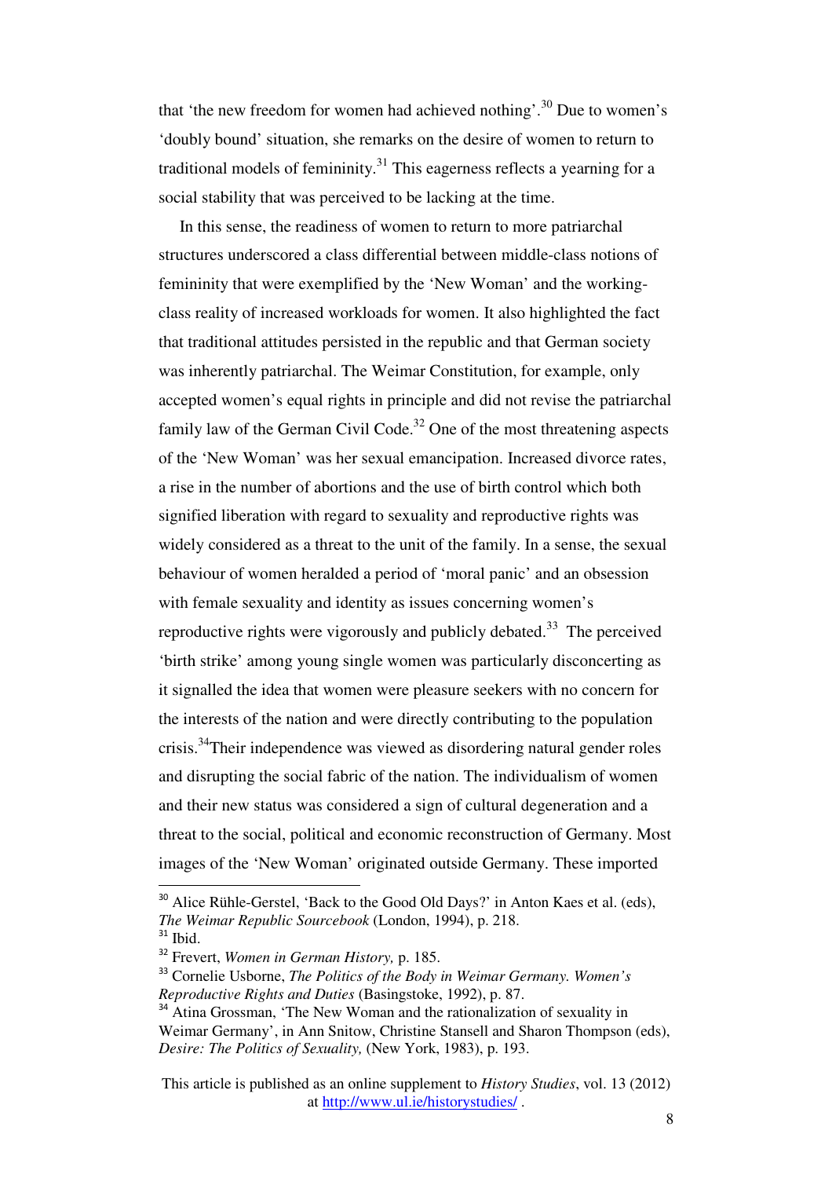that 'the new freedom for women had achieved nothing'.[30] Due to women's 'doubly bound' situation, she remarks on the desire of women to return to traditional models of femininity.[31] This eagerness reflects a yearning for a social stability that was perceived to be lacking at the time.

In this sense, the readiness of women to return to more patriarchal structures underscored a class differential between middle-class notions of femininity that were exemplified by the 'New Woman' and the working-class reality of increased workloads for women. It also highlighted the fact that traditional attitudes persisted in the republic and that German society was inherently patriarchal. The Weimar Constitution, for example, only accepted women's equal rights in principle and did not revise the patriarchal family law of the German Civil Code.[32] One of the most threatening aspects of the 'New Woman' was her sexual emancipation. Increased divorce rates, a rise in the number of abortions and the use of birth control which both signified liberation with regard to sexuality and reproductive rights was widely considered as a threat to the unit of the family. In a sense, the sexual behaviour of women heralded a period of 'moral panic' and an obsession with female sexuality and identity as issues concerning women's reproductive rights were vigorously and publicly debated.[33] The perceived 'birth strike' among young single women was particularly disconcerting as it signalled the idea that women were pleasure seekers with no concern for the interests of the nation and were directly contributing to the population crisis.[34] Their independence was viewed as disordering natural gender roles and disrupting the social fabric of the nation. The individualism of women and their new status was considered a sign of cultural degeneration and a threat to the social, political and economic reconstruction of Germany. Most images of the 'New Woman' originated outside Germany. These imported

---

[30] Alice Rühle-Gerstel, 'Back to the Good Old Days?' in Anton Kaes et al. (eds), *The Weimar Republic Sourcebook* (London, 1994), p. 218.

[31] Ibid.

[32] Frevert, *Women in German History,* p. 185.

[33] Cornelie Usborne, *The Politics of the Body in Weimar Germany. Women's Reproductive Rights and Duties* (Basingstoke, 1992), p. 87.

[34] Atina Grossman, 'The New Woman and the rationalization of sexuality in Weimar Germany', in Ann Snitow, Christine Stansell and Sharon Thompson (eds), *Desire: The Politics of Sexuality,* (New York, 1983), p. 193.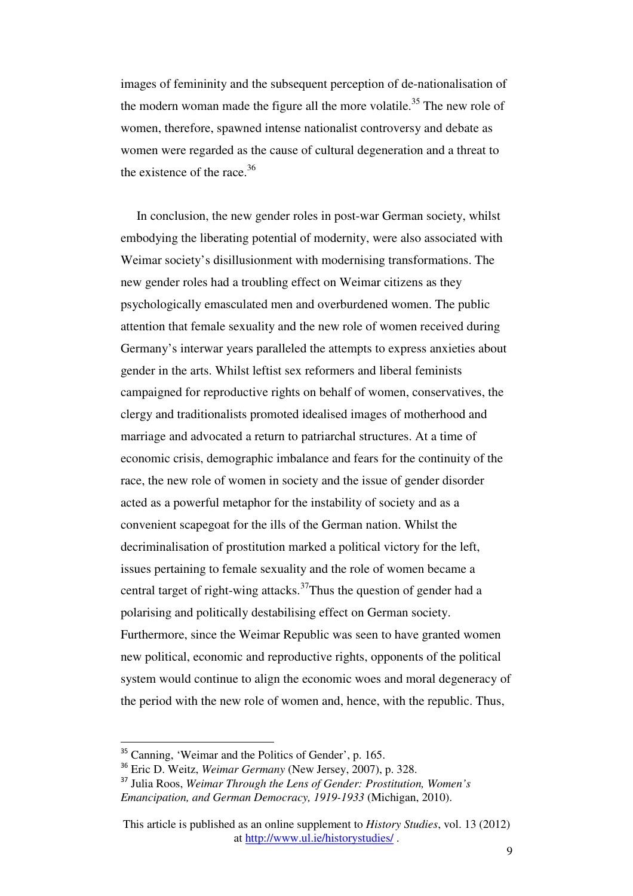images of femininity and the subsequent perception of de-nationalisation of the modern woman made the figure all the more volatile.[35] The new role of women, therefore, spawned intense nationalist controversy and debate as women were regarded as the cause of cultural degeneration and a threat to the existence of the race.[36]

In conclusion, the new gender roles in post-war German society, whilst embodying the liberating potential of modernity, were also associated with Weimar society's disillusionment with modernising transformations. The new gender roles had a troubling effect on Weimar citizens as they psychologically emasculated men and overburdened women. The public attention that female sexuality and the new role of women received during Germany's interwar years paralleled the attempts to express anxieties about gender in the arts. Whilst leftist sex reformers and liberal feminists campaigned for reproductive rights on behalf of women, conservatives, the clergy and traditionalists promoted idealised images of motherhood and marriage and advocated a return to patriarchal structures. At a time of economic crisis, demographic imbalance and fears for the continuity of the race, the new role of women in society and the issue of gender disorder acted as a powerful metaphor for the instability of society and as a convenient scapegoat for the ills of the German nation. Whilst the decriminalisation of prostitution marked a political victory for the left, issues pertaining to female sexuality and the role of women became a central target of right-wing attacks.[37]Thus the question of gender had a polarising and politically destabilising effect on German society. Furthermore, since the Weimar Republic was seen to have granted women new political, economic and reproductive rights, opponents of the political system would continue to align the economic woes and moral degeneracy of the period with the new role of women and, hence, with the republic. Thus,

---

[35] Canning, 'Weimar and the Politics of Gender', p. 165.

[36] Eric D. Weitz, *Weimar Germany* (New Jersey, 2007), p. 328.

[37] Julia Roos, *Weimar Through the Lens of Gender: Prostitution, Women's Emancipation, and German Democracy, 1919-1933* (Michigan, 2010).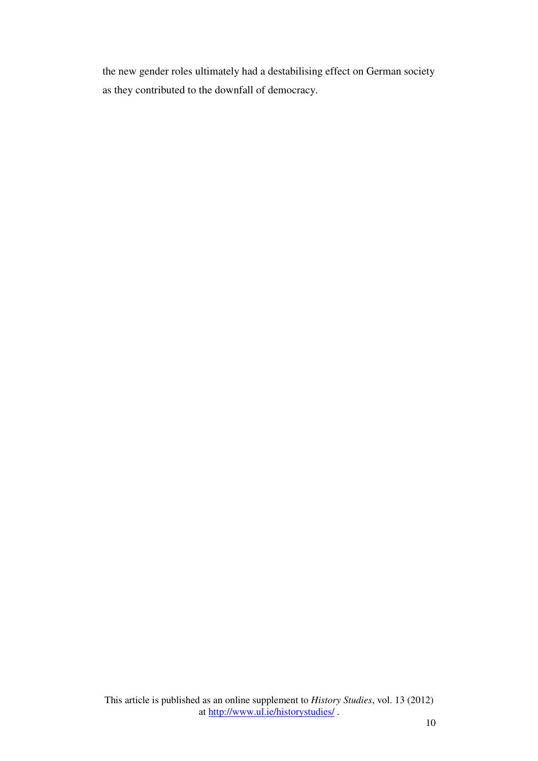the new gender roles ultimately had a destabilising effect on German society as they contributed to the downfall of democracy.